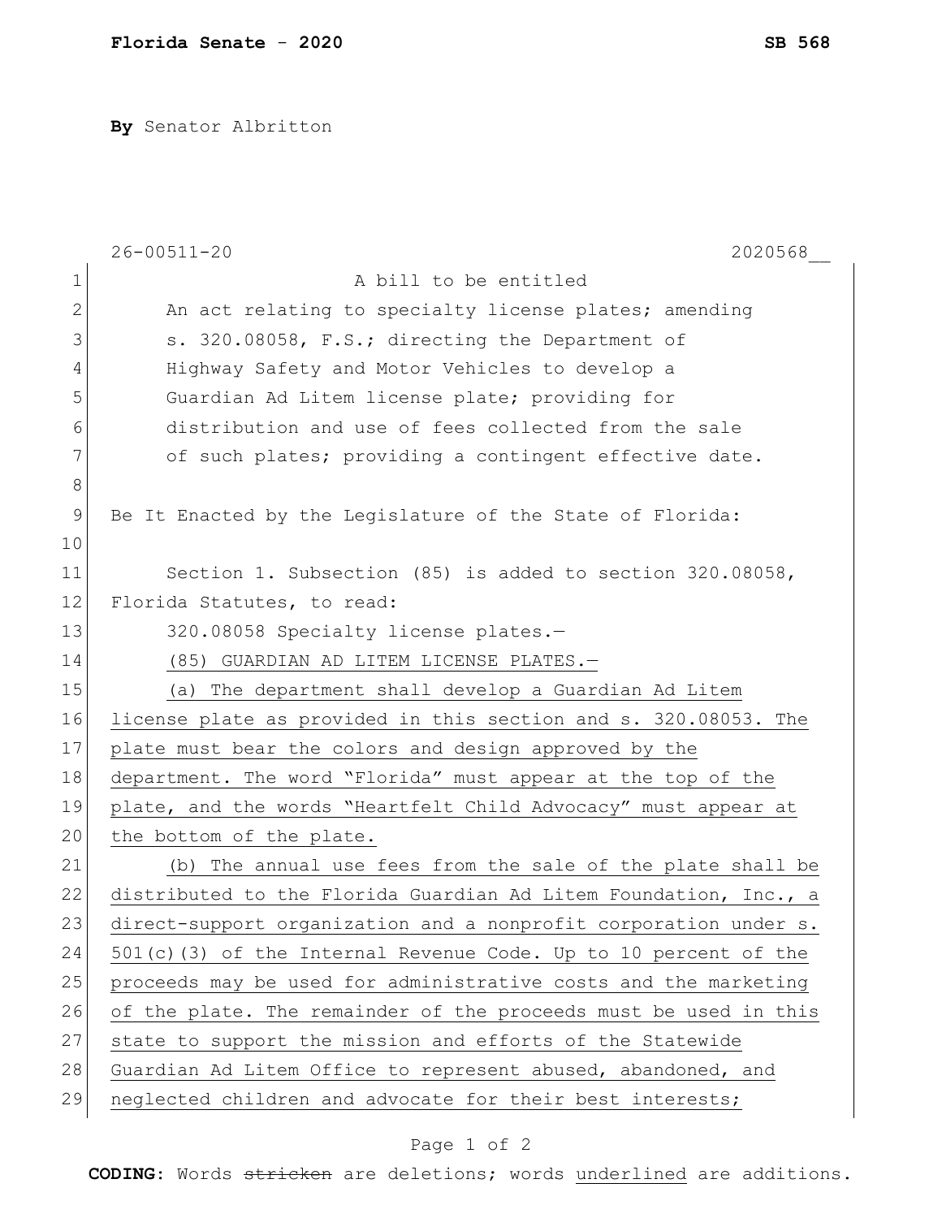**Florida Senate - 2020** **SB 568**

**By** Senator Albritton

26-00511-20 2020568__

A bill to be entitled

An act relating to specialty license plates; amending s. 320.08058, F.S.; directing the Department of Highway Safety and Motor Vehicles to develop a Guardian Ad Litem license plate; providing for distribution and use of fees collected from the sale of such plates; providing a contingent effective date.

Be It Enacted by the Legislature of the State of Florida:

Section 1. Subsection (85) is added to section 320.08058, Florida Statutes, to read:

320.08058 Specialty license plates.—

<u>(85) GUARDIAN AD LITEM LICENSE PLATES.—</u>

<u>(a) The department shall develop a Guardian Ad Litem license plate as provided in this section and s. 320.08053. The plate must bear the colors and design approved by the department. The word "Florida" must appear at the top of the plate, and the words "Heartfelt Child Advocacy" must appear at the bottom of the plate.</u>

<u>(b) The annual use fees from the sale of the plate shall be distributed to the Florida Guardian Ad Litem Foundation, Inc., a direct-support organization and a nonprofit corporation under s. 501(c)(3) of the Internal Revenue Code. Up to 10 percent of the proceeds may be used for administrative costs and the marketing of the plate. The remainder of the proceeds must be used in this state to support the mission and efforts of the Statewide Guardian Ad Litem Office to represent abused, abandoned, and neglected children and advocate for their best interests;</u>

**CODING:** Words ~~stricken~~ are deletions; words <u>underlined</u> are additions.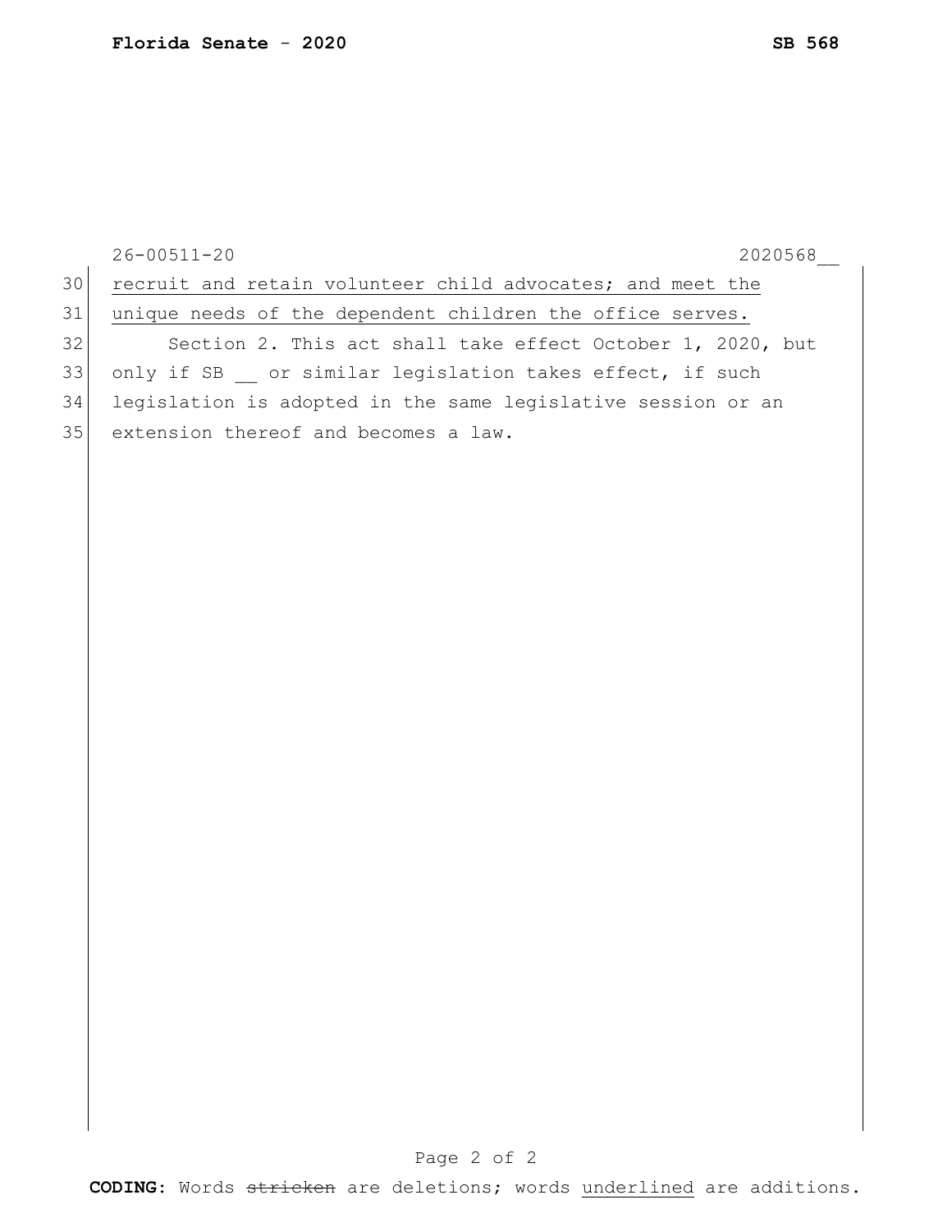26-00511-20 2020568__

30 recruit and retain volunteer child advocates; and meet the
31 unique needs of the dependent children the office serves.
32 Section 2. This act shall take effect October 1, 2020, but
33 only if SB __ or similar legislation takes effect, if such
34 legislation is adopted in the same legislative session or an
35 extension thereof and becomes a law.

**CODING:** Words ~~stricken~~ are deletions; words underlined are additions.